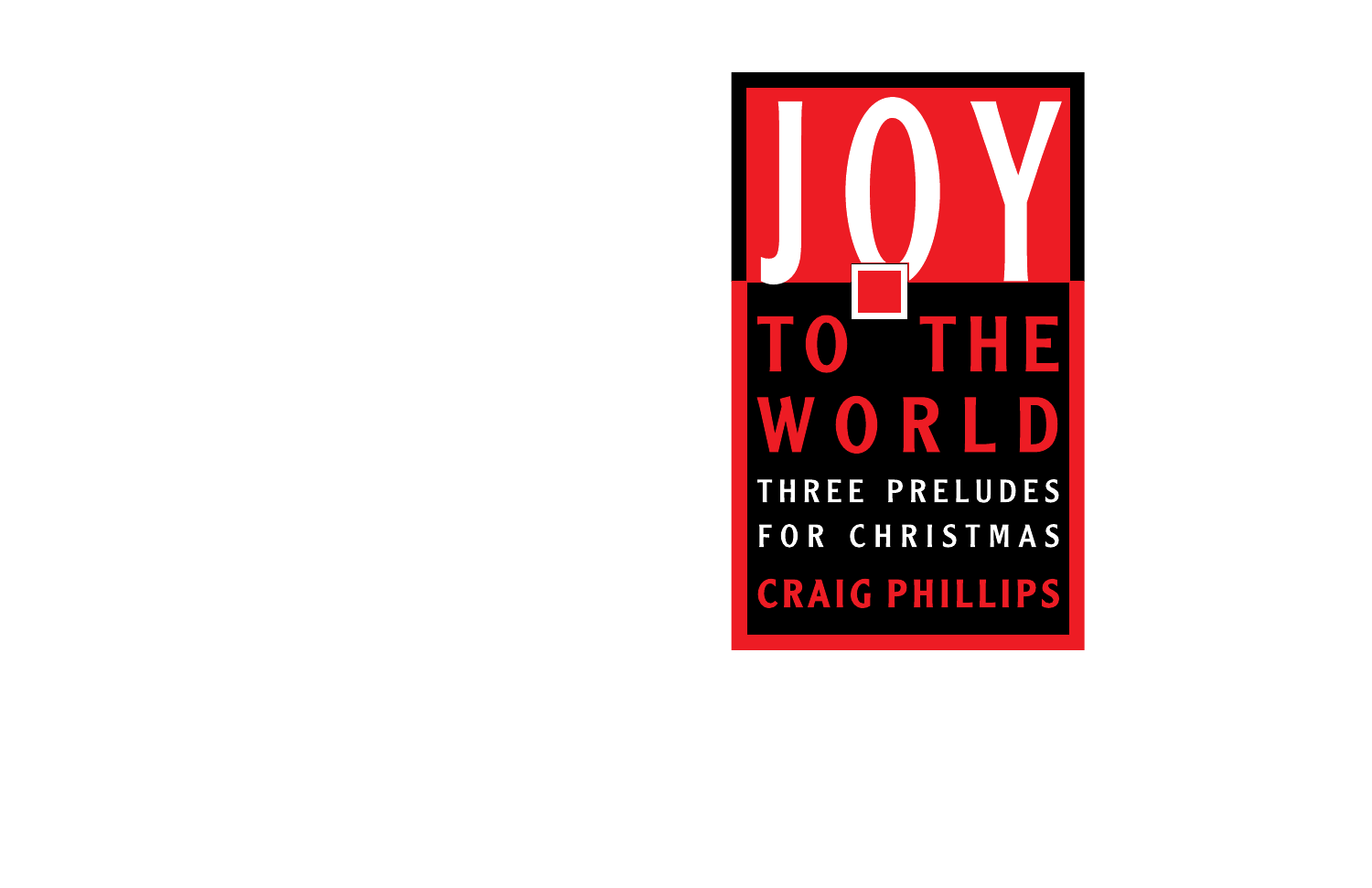# JOY TO THE WORLD

## THREE PRELUDES FOR CHRISTMAS

### CRAIG PHILLIPS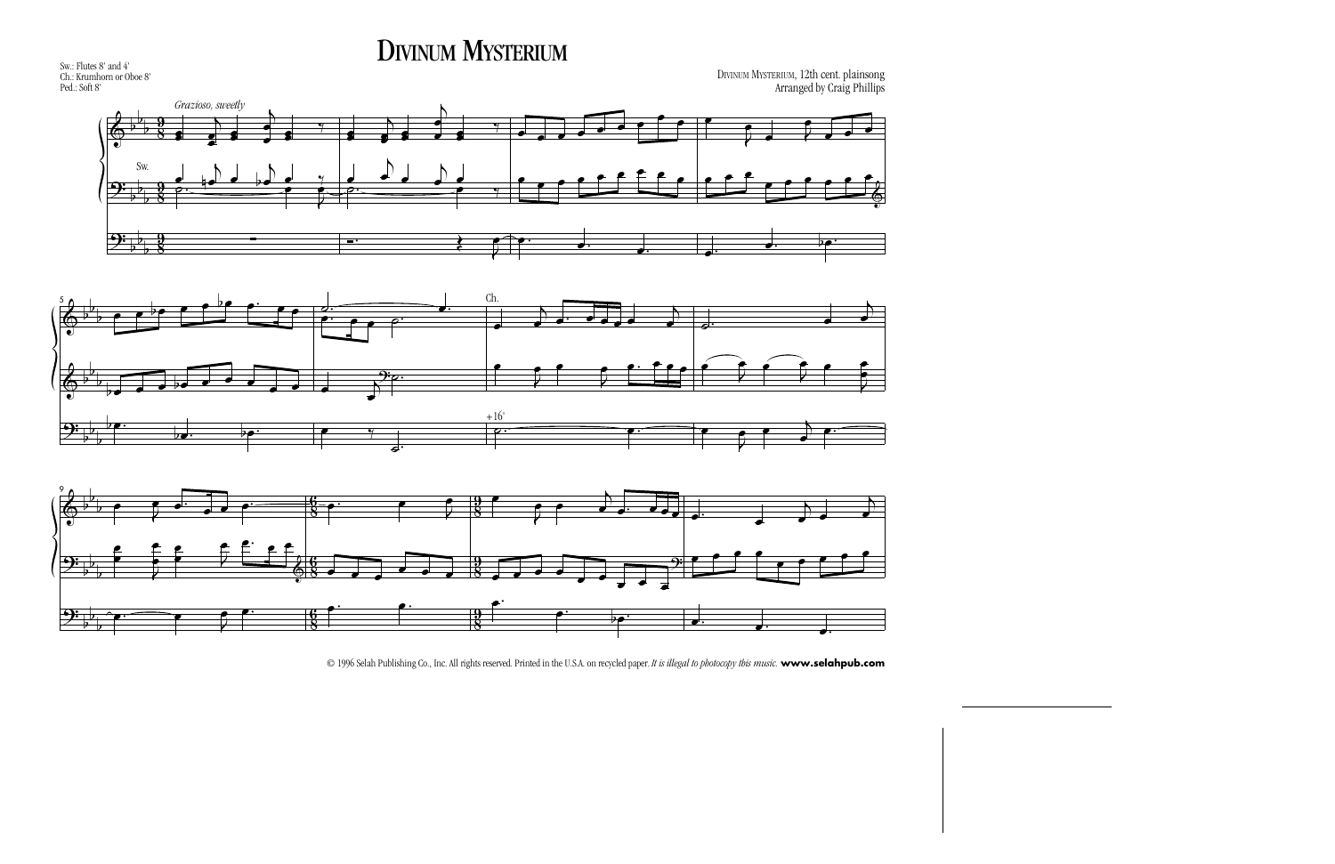# Divinum Mysterium

Sw.: Flutes 8' and 4'
Ch.: Krumhorn or Oboe 8'
Ped.: Soft 8'

Divinum Mysterium, 12th cent. plainsong
Arranged by Craig Phillips

*Grazioso, sweetly*

Sw.

Ch.

+16'

© 1996 Selah Publishing Co., Inc. All rights reserved. Printed in the U.S.A. on recycled paper. *It is illegal to photocopy this music.* **www.selahpub.com**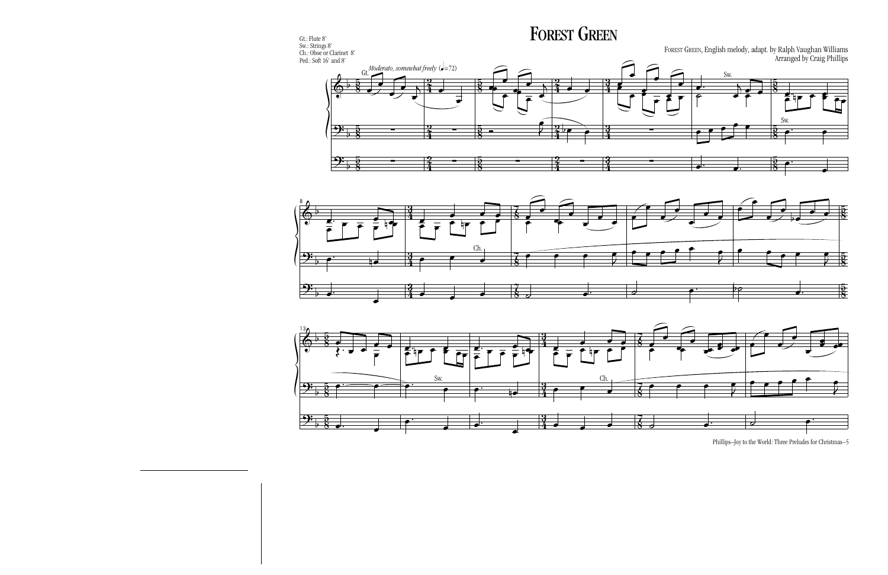# Forest Green

Gt.: Flute 8'
Sw.: Strings 8'
Ch.: Oboe or Clarinet 8'
Ped.: Soft 16' and 8'

Forest Green, English melody, adapt. by Ralph Vaughan Williams
Arranged by Craig Phillips

*Moderato, somewhat freely* (♩=72)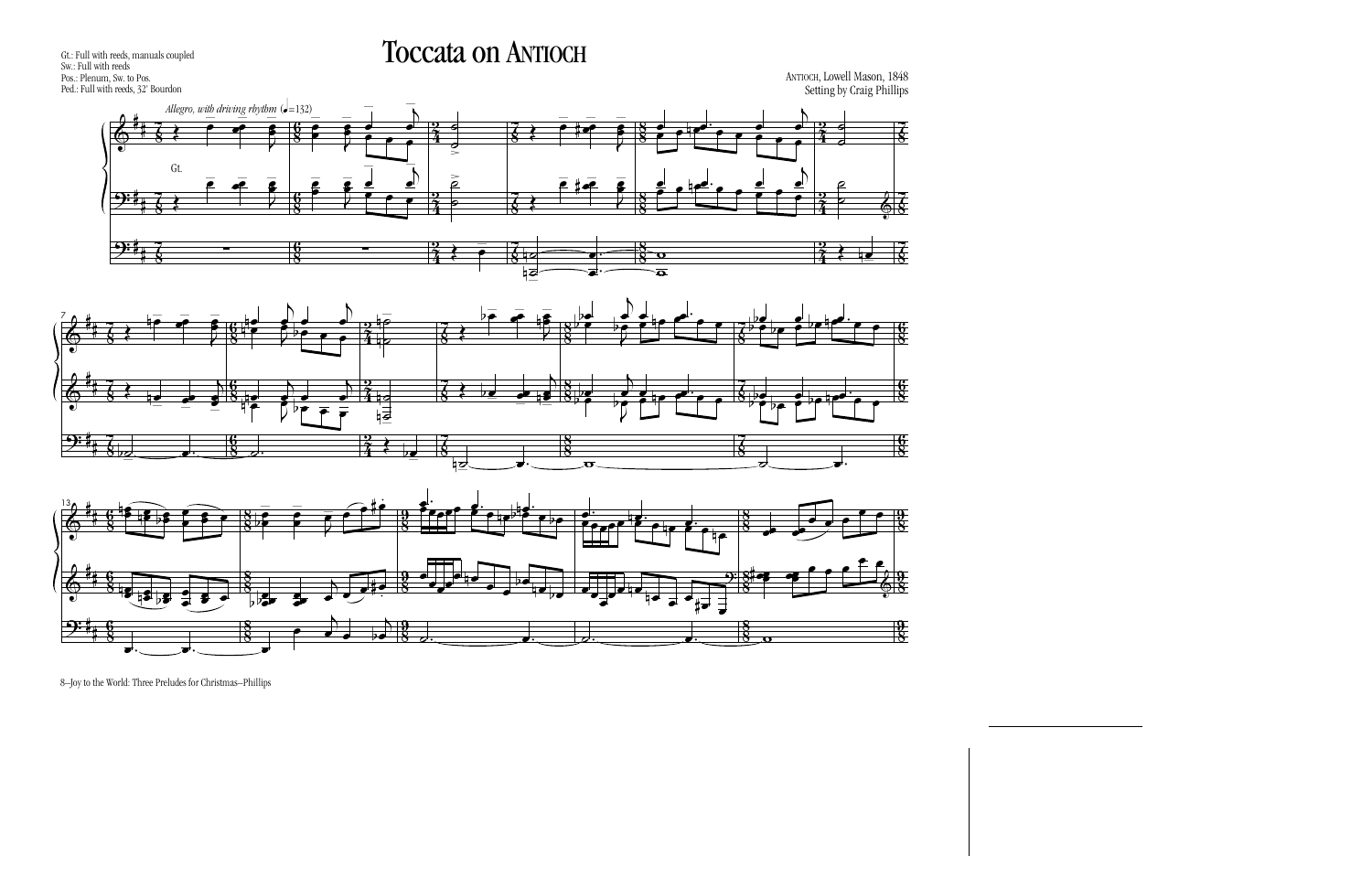Gt.: Full with reeds, manuals coupled
Sw.: Full with reeds
Pos.: Plenum, Sw. to Pos.
Ped.: Full with reeds, 32' Bourdon

# Toccata on ANTIOCH

ANTIOCH, Lowell Mason, 1848
Setting by Craig Phillips

*Allegro, with driving rhythm* (♩= 132)

Gt.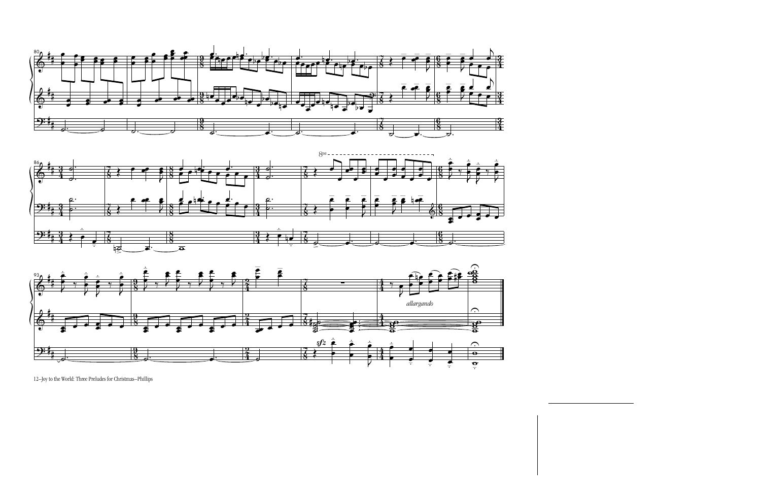12—Joy to the World: Three Preludes for Christmas—Phillips